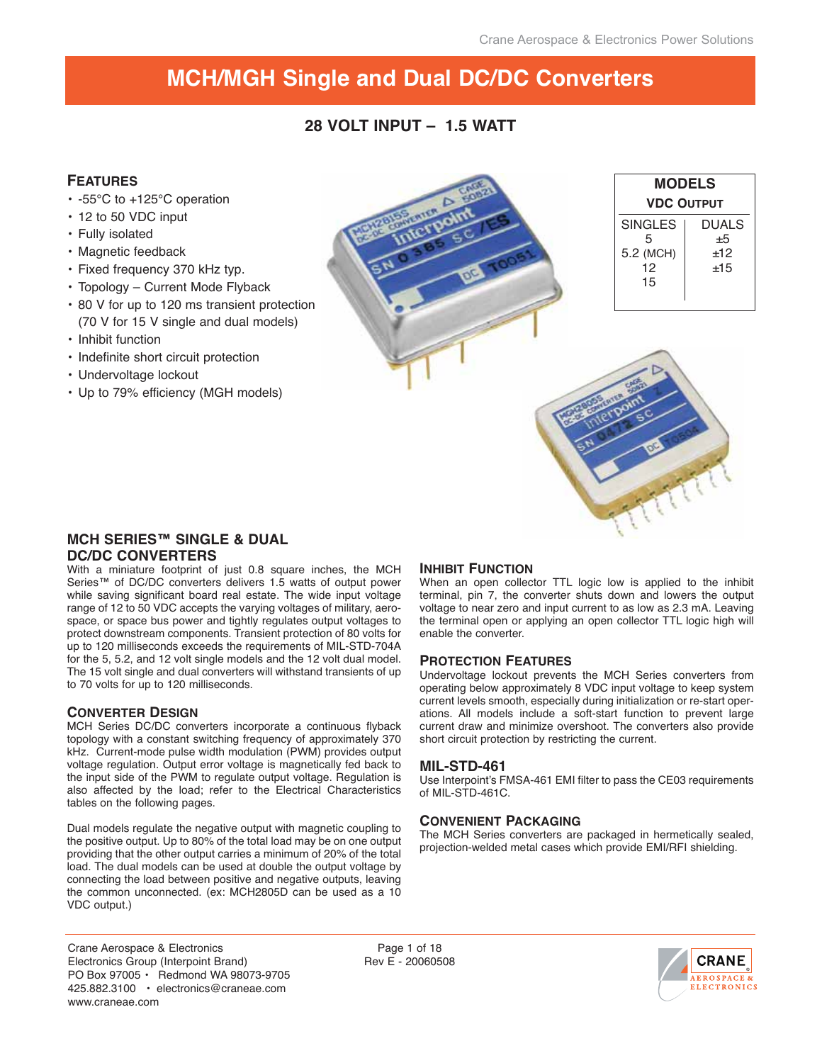# MCH/MGH Single and Dual DC/DC Converters

## 28 VOLT INPUT – 1.5 WATT

### FEATURES

- -55°C to +125°C operation
- 12 to 50 VDC input
- Fully isolated
- Magnetic feedback
- Fixed frequency 370 kHz typ.
- Topology – Current Mode Flyback
- 80 V for up to 120 ms transient protection (70 V for 15 V single and dual models)
- Inhibit function
- Indefinite short circuit protection
- Undervoltage lockout
- Up to 79% efficiency (MGH models)

**MODELS**

**VDC OUTPUT**

| SINGLES | DUALS |
|---|---|
| 5 | ±5 |
| 5.2 (MCH) | ±12 |
| 12 | ±15 |
| 15 | |

## MCH SERIES™ SINGLE & DUAL DC/DC CONVERTERS

With a miniature footprint of just 0.8 square inches, the MCH Series™ of DC/DC converters delivers 1.5 watts of output power while saving significant board real estate. The wide input voltage range of 12 to 50 VDC accepts the varying voltages of military, aerospace, or space bus power and tightly regulates output voltages to protect downstream components. Transient protection of 80 volts for up to 120 milliseconds exceeds the requirements of MIL-STD-704A for the 5, 5.2, and 12 volt single models and the 12 volt dual model. The 15 volt single and dual converters will withstand transients of up to 70 volts for up to 120 milliseconds.

### CONVERTER DESIGN

MCH Series DC/DC converters incorporate a continuous flyback topology with a constant switching frequency of approximately 370 kHz. Current-mode pulse width modulation (PWM) provides output voltage regulation. Output error voltage is magnetically fed back to the input side of the PWM to regulate output voltage. Regulation is also affected by the load; refer to the Electrical Characteristics tables on the following pages.

Dual models regulate the negative output with magnetic coupling to the positive output. Up to 80% of the total load may be on one output providing that the other output carries a minimum of 20% of the total load. The dual models can be used at double the output voltage by connecting the load between positive and negative outputs, leaving the common unconnected. (ex: MCH2805D can be used as a 10 VDC output.)

### INHIBIT FUNCTION

When an open collector TTL logic low is applied to the inhibit terminal, pin 7, the converter shuts down and lowers the output voltage to near zero and input current to as low as 2.3 mA. Leaving the terminal open or applying an open collector TTL logic high will enable the converter.

### PROTECTION FEATURES

Undervoltage lockout prevents the MCH Series converters from operating below approximately 8 VDC input voltage to keep system current levels smooth, especially during initialization or re-start operations. All models include a soft-start function to prevent large current draw and minimize overshoot. The converters also provide short circuit protection by restricting the current.

### MIL-STD-461

Use Interpoint's FMSA-461 EMI filter to pass the CE03 requirements of MIL-STD-461C.

### CONVENIENT PACKAGING

The MCH Series converters are packaged in hermetically sealed, projection-welded metal cases which provide EMI/RFI shielding.

Crane Aerospace & Electronics
Electronics Group (Interpoint Brand)
PO Box 97005 • Redmond WA 98073-9705
425.882.3100 • electronics@craneae.com
www.craneae.com

Rev E - 20060508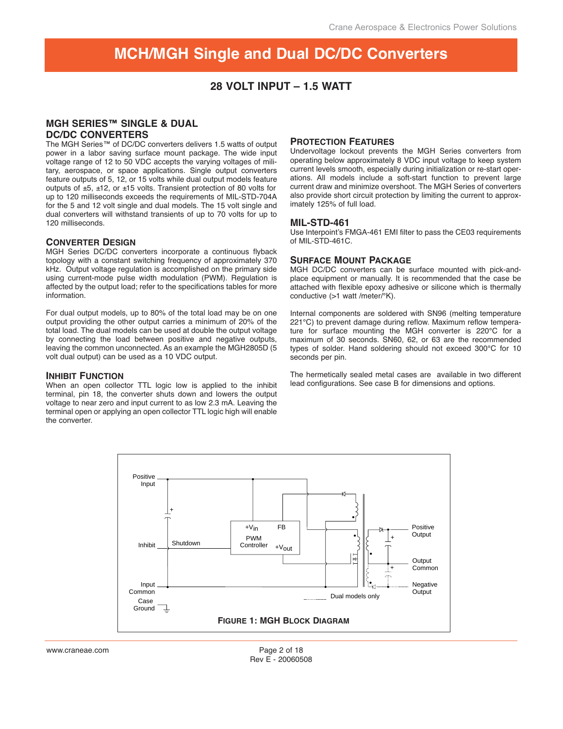# MCH/MGH Single and Dual DC/DC Converters

## 28 VOLT INPUT – 1.5 WATT

### MGH SERIES™ SINGLE & DUAL DC/DC CONVERTERS

The MGH Series™ of DC/DC converters delivers 1.5 watts of output power in a labor saving surface mount package. The wide input voltage range of 12 to 50 VDC accepts the varying voltages of military, aerospace, or space applications. Single output converters feature outputs of 5, 12, or 15 volts while dual output models feature outputs of ±5, ±12, or ±15 volts. Transient protection of 80 volts for up to 120 milliseconds exceeds the requirements of MIL-STD-704A for the 5 and 12 volt single and dual models. The 15 volt single and dual converters will withstand transients of up to 70 volts for up to 120 milliseconds.

### CONVERTER DESIGN

MGH Series DC/DC converters incorporate a continuous flyback topology with a constant switching frequency of approximately 370 kHz. Output voltage regulation is accomplished on the primary side using current-mode pulse width modulation (PWM). Regulation is affected by the output load; refer to the specifications tables for more information.

For dual output models, up to 80% of the total load may be on one output providing the other output carries a minimum of 20% of the total load. The dual models can be used at double the output voltage by connecting the load between positive and negative outputs, leaving the common unconnected. As an example the MGH2805D (5 volt dual output) can be used as a 10 VDC output.

### INHIBIT FUNCTION

When an open collector TTL logic low is applied to the inhibit terminal, pin 18, the converter shuts down and lowers the output voltage to near zero and input current to as low 2.3 mA. Leaving the terminal open or applying an open collector TTL logic high will enable the converter.

### PROTECTION FEATURES

Undervoltage lockout prevents the MGH Series converters from operating below approximately 8 VDC input voltage to keep system current levels smooth, especially during initialization or re-start operations. All models include a soft-start function to prevent large current draw and minimize overshoot. The MGH Series of converters also provide short circuit protection by limiting the current to approximately 125% of full load.

### MIL-STD-461

Use Interpoint's FMGA-461 EMI filter to pass the CE03 requirements of MIL-STD-461C.

### SURFACE MOUNT PACKAGE

MGH DC/DC converters can be surface mounted with pick-and-place equipment or manually. It is recommended that the case be attached with flexible epoxy adhesive or silicone which is thermally conductive (>1 watt /meter/°K).

Internal components are soldered with SN96 (melting temperature 221°C) to prevent damage during reflow. Maximum reflow temperature for surface mounting the MGH converter is 220°C for a maximum of 30 seconds. SN60, 62, or 63 are the recommended types of solder. Hand soldering should not exceed 300°C for 10 seconds per pin.

The hermetically sealed metal cases are available in two different lead configurations. See case B for dimensions and options.

Positive Input, Inhibit, Shutdown, Input Common, Case Ground, $+V_{in}$, FB, PWM Controller, $+V_{out}$, Positive Output, Output Common, Negative Output, Dual models only

**FIGURE 1: MGH BLOCK DIAGRAM**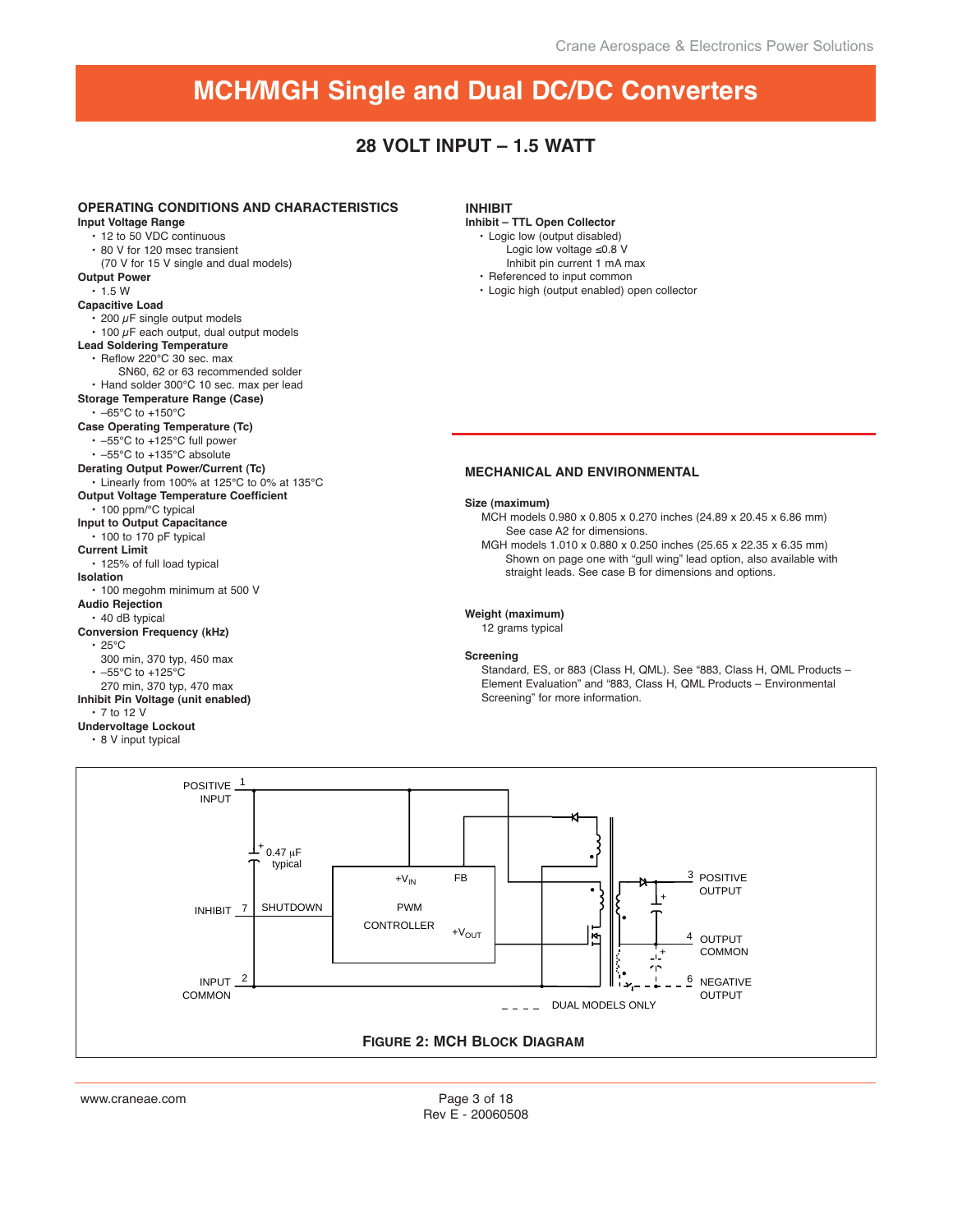# MCH/MGH Single and Dual DC/DC Converters

## 28 VOLT INPUT – 1.5 WATT

### OPERATING CONDITIONS AND CHARACTERISTICS

**Input Voltage Range**
- 12 to 50 VDC continuous
- 80 V for 120 msec transient
  (70 V for 15 V single and dual models)

**Output Power**
- 1.5 W

**Capacitive Load**
- 200 µF single output models
- 100 µF each output, dual output models

**Lead Soldering Temperature**
- Reflow 220°C 30 sec. max
  SN60, 62 or 63 recommended solder
- Hand solder 300°C 10 sec. max per lead

**Storage Temperature Range (Case)**
- –65°C to +150°C

**Case Operating Temperature (Tc)**
- –55°C to +125°C full power
- –55°C to +135°C absolute

**Derating Output Power/Current (Tc)**
- Linearly from 100% at 125°C to 0% at 135°C

**Output Voltage Temperature Coefficient**
- 100 ppm/°C typical

**Input to Output Capacitance**
- 100 to 170 pF typical

**Current Limit**
- 125% of full load typical

**Isolation**
- 100 megohm minimum at 500 V

**Audio Rejection**
- 40 dB typical

**Conversion Frequency (kHz)**
- 25°C
  300 min, 370 typ, 450 max
- –55°C to +125°C
  270 min, 370 typ, 470 max

**Inhibit Pin Voltage (unit enabled)**
- 7 to 12 V

**Undervoltage Lockout**
- 8 V input typical

### INHIBIT

**Inhibit – TTL Open Collector**
- Logic low (output disabled)
  Logic low voltage ≤0.8 V
  Inhibit pin current 1 mA max
- Referenced to input common
- Logic high (output enabled) open collector

### MECHANICAL AND ENVIRONMENTAL

**Size (maximum)**

MCH models 0.980 x 0.805 x 0.270 inches (24.89 x 20.45 x 6.86 mm)
See case A2 for dimensions.

MGH models 1.010 x 0.880 x 0.250 inches (25.65 x 22.35 x 6.35 mm)
Shown on page one with "gull wing" lead option, also available with straight leads. See case B for dimensions and options.

**Weight (maximum)**

12 grams typical

**Screening**

Standard, ES, or 883 (Class H, QML). See "883, Class H, QML Products – Element Evaluation" and "883, Class H, QML Products – Environmental Screening" for more information.

POSITIVE INPUT 1, INHIBIT 7, INPUT COMMON 2, 0.47 µF typical, SHUTDOWN, $+V_{IN}$, FB, PWM CONTROLLER, $+V_{OUT}$, 3 POSITIVE OUTPUT, 4 OUTPUT COMMON, 6 NEGATIVE OUTPUT, DUAL MODELS ONLY

**FIGURE 2: MCH BLOCK DIAGRAM**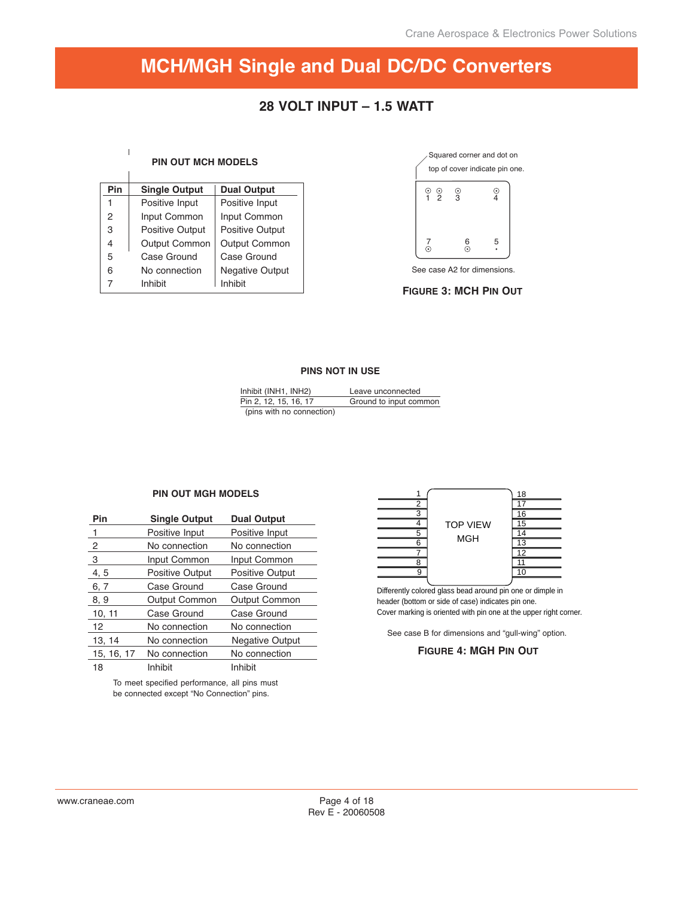# MCH/MGH Single and Dual DC/DC Converters

## 28 VOLT INPUT – 1.5 WATT

### PIN OUT MCH MODELS

| Pin | Single Output | Dual Output |
|---|---|---|
| 1 | Positive Input | Positive Input |
| 2 | Input Common | Input Common |
| 3 | Positive Output | Positive Output |
| 4 | Output Common | Output Common |
| 5 | Case Ground | Case Ground |
| 6 | No connection | Negative Output |
| 7 | Inhibit | Inhibit |

Squared corner and dot on top of cover indicate pin one.

1 2 3 4

7 6 5

See case A2 for dimensions.

**FIGURE 3: MCH PIN OUT**

### PINS NOT IN USE

| | |
|---|---|
| Inhibit (INH1, INH2) | Leave unconnected |
| Pin 2, 12, 15, 16, 17 (pins with no connection) | Ground to input common |

### PIN OUT MGH MODELS

| Pin | Single Output | Dual Output |
|---|---|---|
| 1 | Positive Input | Positive Input |
| 2 | No connection | No connection |
| 3 | Input Common | Input Common |
| 4, 5 | Positive Output | Positive Output |
| 6, 7 | Case Ground | Case Ground |
| 8, 9 | Output Common | Output Common |
| 10, 11 | Case Ground | Case Ground |
| 12 | No connection | No connection |
| 13, 14 | No connection | Negative Output |
| 15, 16, 17 | No connection | No connection |
| 18 | Inhibit | Inhibit |

To meet specified performance, all pins must be connected except "No Connection" pins.

TOP VIEW MGH

1–9 (left side), 18–10 (right side)

Differently colored glass bead around pin one or dimple in header (bottom or side of case) indicates pin one.
Cover marking is oriented with pin one at the upper right corner.

See case B for dimensions and "gull-wing" option.

**FIGURE 4: MGH PIN OUT**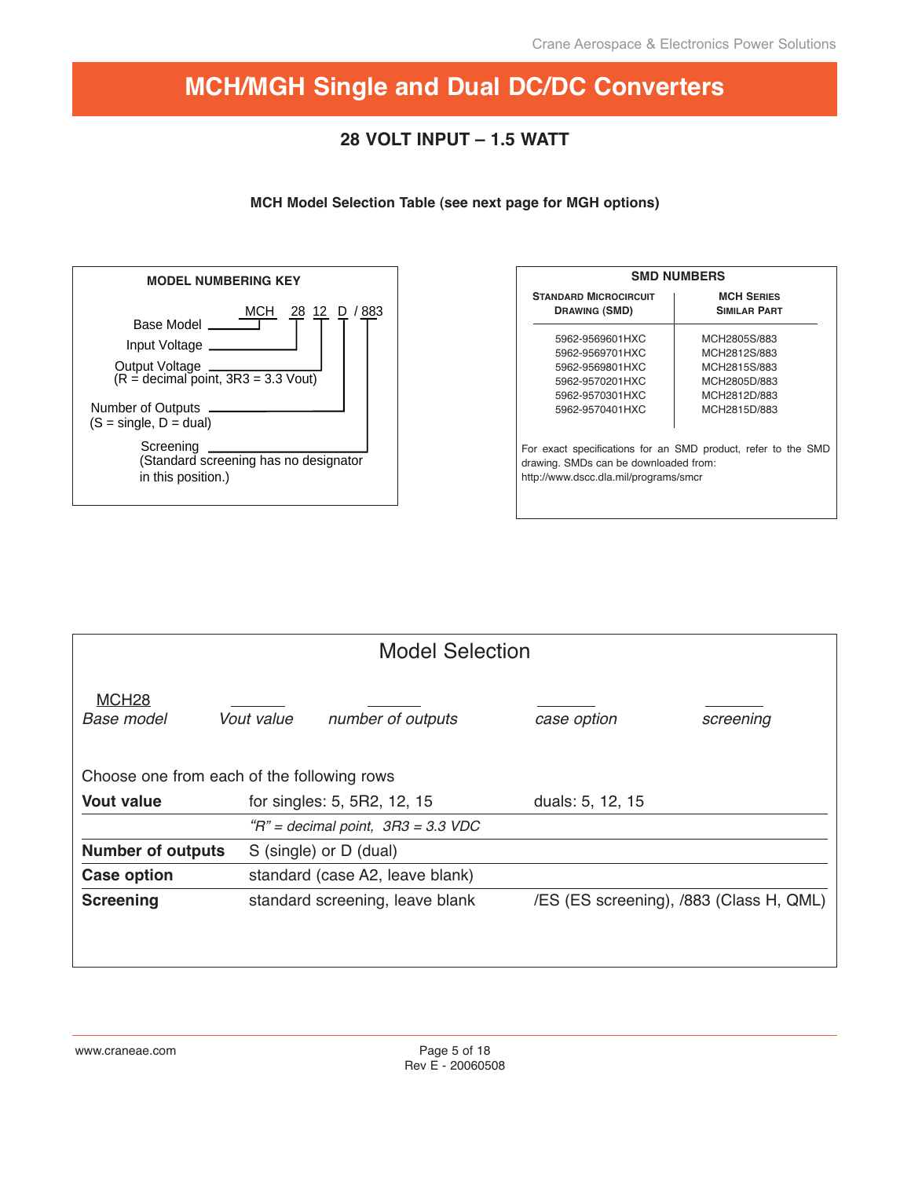# MCH/MGH Single and Dual DC/DC Converters

## 28 VOLT INPUT – 1.5 WATT

### MCH Model Selection Table (see next page for MGH options)

**MODEL NUMBERING KEY**

MCH 28 12 D / 883

- Base Model — MCH
- Input Voltage — 28
- Output Voltage — 12 (R = decimal point, 3R3 = 3.3 Vout)
- Number of Outputs — D (S = single, D = dual)
- Screening — /883 (Standard screening has no designator in this position.)

**SMD NUMBERS**

| Standard Microcircuit Drawing (SMD) | MCH Series Similar Part |
|---|---|
| 5962-9569601HXC | MCH2805S/883 |
| 5962-9569701HXC | MCH2812S/883 |
| 5962-9569801HXC | MCH2815S/883 |
| 5962-9570201HXC | MCH2805D/883 |
| 5962-9570301HXC | MCH2812D/883 |
| 5962-9570401HXC | MCH2815D/883 |

For exact specifications for an SMD product, refer to the SMD drawing. SMDs can be downloaded from: http://www.dscc.dla.mil/programs/smcr

## Model Selection

MCH28 ______ ______ ______ ______

*Base model* | *Vout value* | *number of outputs* | *case option* | *screening*

Choose one from each of the following rows

| | | |
|---|---|---|
| **Vout value** | for singles: 5, 5R2, 12, 15 | duals: 5, 12, 15 |
| | *"R" = decimal point, 3R3 = 3.3 VDC* | |
| **Number of outputs** | S (single) or D (dual) | |
| **Case option** | standard (case A2, leave blank) | |
| **Screening** | standard screening, leave blank | /ES (ES screening), /883 (Class H, QML) |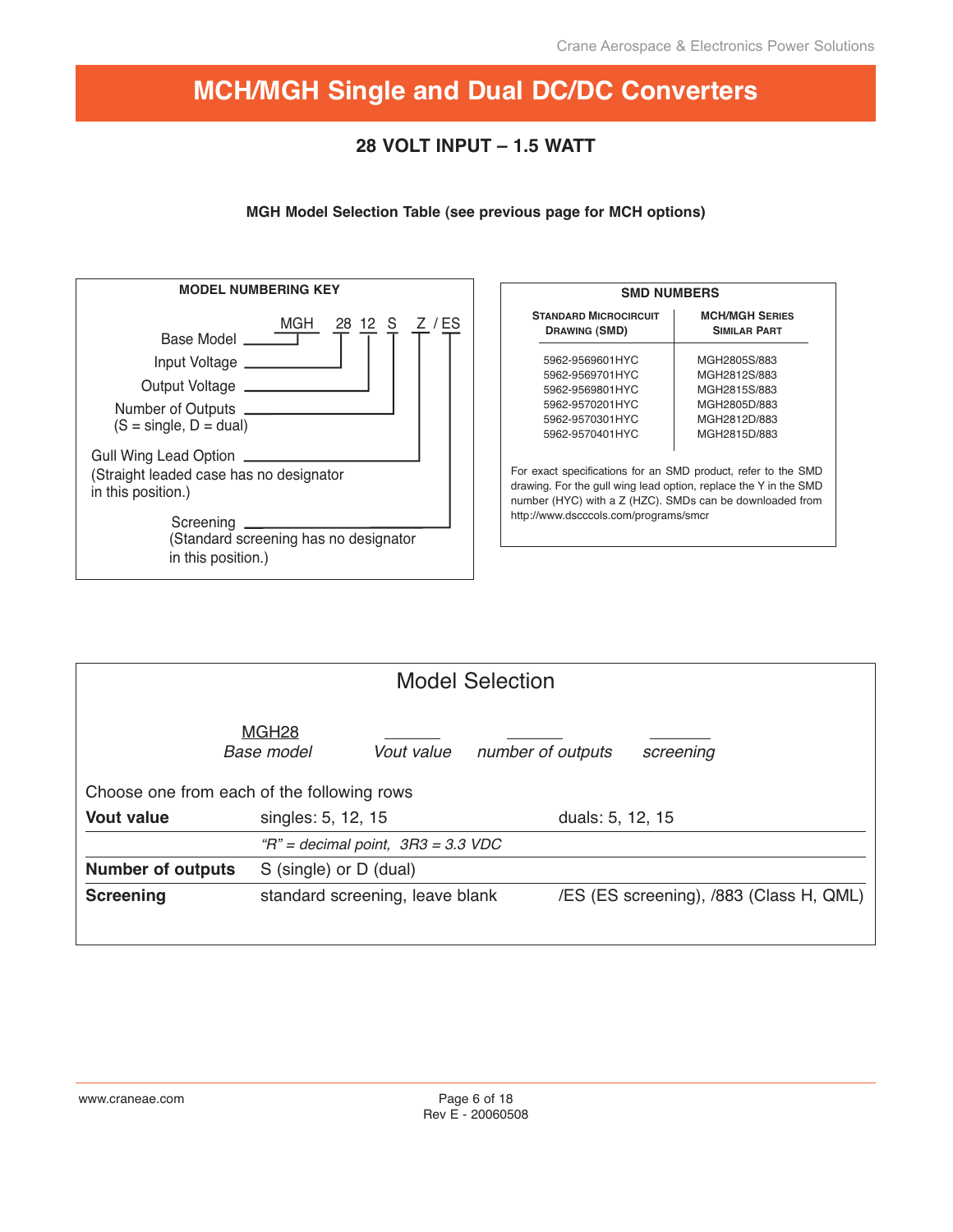# MCH/MGH Single and Dual DC/DC Converters

## 28 VOLT INPUT – 1.5 WATT

**MGH Model Selection Table (see previous page for MCH options)**

### MODEL NUMBERING KEY

MGH 28 12 S Z / ES

- Base Model — MGH
- Input Voltage — 28
- Output Voltage — 12
- Number of Outputs — S (S = single, D = dual)
- Gull Wing Lead Option — Z (Straight leaded case has no designator in this position.)
- Screening — /ES (Standard screening has no designator in this position.)

### SMD NUMBERS

| Standard Microcircuit Drawing (SMD) | MCH/MGH Series Similar Part |
|---|---|
| 5962-9569601HYC | MGH2805S/883 |
| 5962-9569701HYC | MGH2812S/883 |
| 5962-9569801HYC | MGH2815S/883 |
| 5962-9570201HYC | MGH2805D/883 |
| 5962-9570301HYC | MGH2812D/883 |
| 5962-9570401HYC | MGH2815D/883 |

For exact specifications for an SMD product, refer to the SMD drawing. For the gull wing lead option, replace the Y in the SMD number (HYC) with a Z (HZC). SMDs can be downloaded from http://www.dscccols.com/programs/smcr

### Model Selection

MGH28 ______ ______ ______

*Base model* — *Vout value* — *number of outputs* — *screening*

Choose one from each of the following rows

| | | |
|---|---|---|
| **Vout value** | singles: 5, 12, 15 | duals: 5, 12, 15 |
| | *"R" = decimal point, 3R3 = 3.3 VDC* | |
| **Number of outputs** | S (single) or D (dual) | |
| **Screening** | standard screening, leave blank | /ES (ES screening), /883 (Class H, QML) |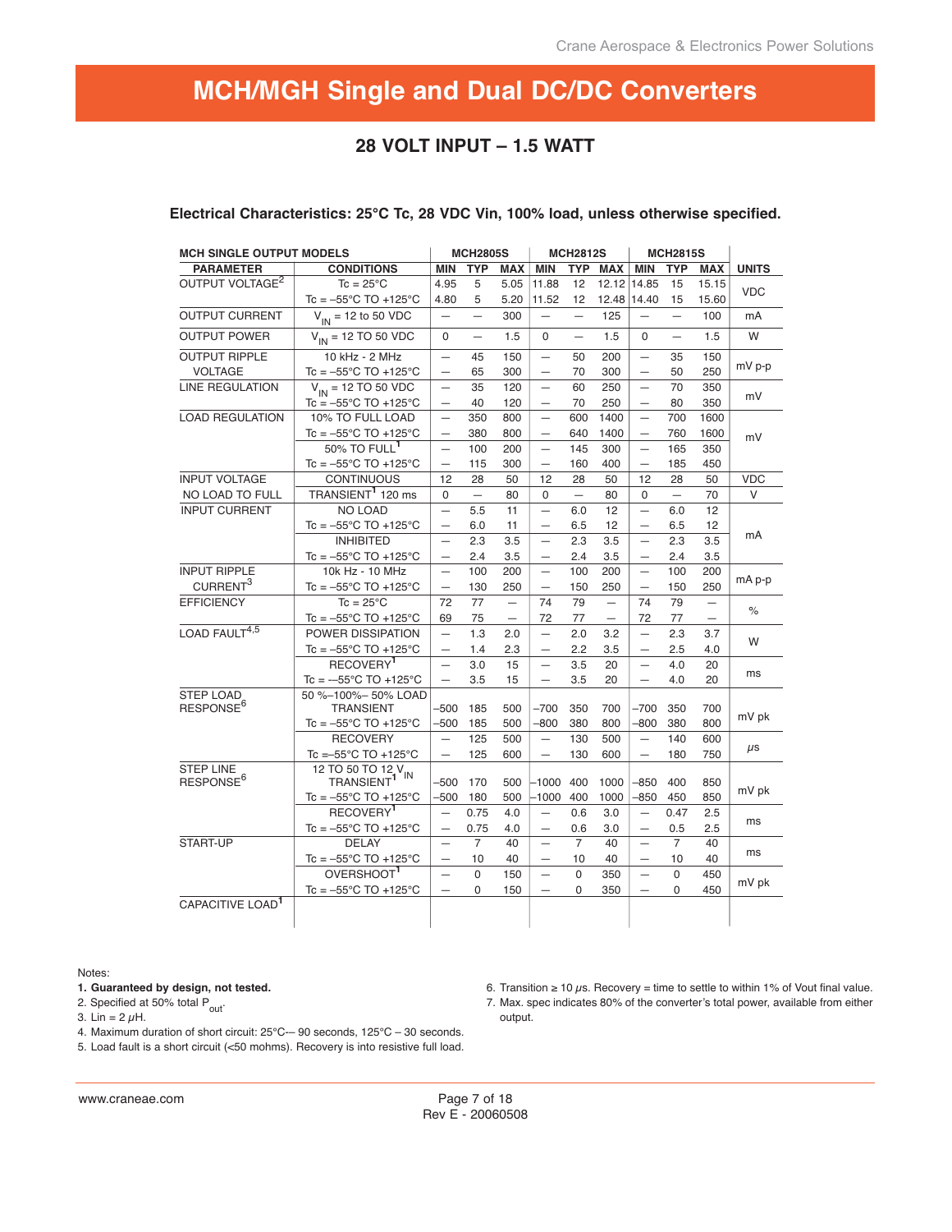# MCH/MGH Single and Dual DC/DC Converters

## 28 VOLT INPUT – 1.5 WATT

**Electrical Characteristics: 25°C Tc, 28 VDC Vin, 100% load, unless otherwise specified.**

| MCH SINGLE OUTPUT MODELS | | MCH2805S | | | MCH2812S | | | MCH2815S | | | |
|---|---|---|---|---|---|---|---|---|---|---|---|
| PARAMETER | CONDITIONS | MIN | TYP | MAX | MIN | TYP | MAX | MIN | TYP | MAX | UNITS |
| OUTPUT VOLTAGE[2] | Tc = 25°C | 4.95 | 5 | 5.05 | 11.88 | 12 | 12.12 | 14.85 | 15 | 15.15 | VDC |
| | Tc = –55°C TO +125°C | 4.80 | 5 | 5.20 | 11.52 | 12 | 12.48 | 14.40 | 15 | 15.60 | |
| OUTPUT CURRENT | $V_{IN}$ = 12 to 50 VDC | — | — | 300 | — | — | 125 | — | — | 100 | mA |
| OUTPUT POWER | $V_{IN}$ = 12 TO 50 VDC | 0 | — | 1.5 | 0 | — | 1.5 | 0 | — | 1.5 | W |
| OUTPUT RIPPLE VOLTAGE | 10 kHz - 2 MHz | — | 45 | 150 | — | 50 | 200 | — | 35 | 150 | mV p-p |
| | Tc = –55°C TO +125°C | — | 65 | 300 | — | 70 | 300 | — | 50 | 250 | |
| LINE REGULATION | $V_{IN}$ = 12 TO 50 VDC | — | 35 | 120 | — | 60 | 250 | — | 70 | 350 | mV |
| | Tc = –55°C TO +125°C | — | 40 | 120 | — | 70 | 250 | — | 80 | 350 | |
| LOAD REGULATION | 10% TO FULL LOAD | — | 350 | 800 | — | 600 | 1400 | — | 700 | 1600 | mV |
| | Tc = –55°C TO +125°C | — | 380 | 800 | — | 640 | 1400 | — | 760 | 1600 | |
| | 50% TO FULL[1] | — | 100 | 200 | — | 145 | 300 | — | 165 | 350 | |
| | Tc = –55°C TO +125°C | — | 115 | 300 | — | 160 | 400 | — | 185 | 450 | |
| INPUT VOLTAGE | CONTINUOUS | 12 | 28 | 50 | 12 | 28 | 50 | 12 | 28 | 50 | VDC |
| NO LOAD TO FULL | TRANSIENT[1] 120 ms | 0 | — | 80 | 0 | — | 80 | 0 | — | 70 | V |
| INPUT CURRENT | NO LOAD | — | 5.5 | 11 | — | 6.0 | 12 | — | 6.0 | 12 | mA |
| | Tc = –55°C TO +125°C | — | 6.0 | 11 | — | 6.5 | 12 | — | 6.5 | 12 | |
| | INHIBITED | — | 2.3 | 3.5 | — | 2.3 | 3.5 | — | 2.3 | 3.5 | |
| | Tc = –55°C TO +125°C | — | 2.4 | 3.5 | — | 2.4 | 3.5 | — | 2.4 | 3.5 | |
| INPUT RIPPLE CURRENT[3] | 10k Hz - 10 MHz | — | 100 | 200 | — | 100 | 200 | — | 100 | 200 | mA p-p |
| | Tc = –55°C TO +125°C | — | 130 | 250 | — | 150 | 250 | — | 150 | 250 | |
| EFFICIENCY | Tc = 25°C | 72 | 77 | — | 74 | 79 | — | 74 | 79 | — | % |
| | Tc = –55°C TO +125°C | 69 | 75 | — | 72 | 77 | — | 72 | 77 | — | |
| LOAD FAULT[4,5] | POWER DISSIPATION | — | 1.3 | 2.0 | — | 2.0 | 3.2 | — | 2.3 | 3.7 | W |
| | Tc = –55°C TO +125°C | — | 1.4 | 2.3 | — | 2.2 | 3.5 | — | 2.5 | 4.0 | |
| | RECOVERY[1] | — | 3.0 | 15 | — | 3.5 | 20 | — | 4.0 | 20 | ms |
| | Tc = —55°C TO +125°C | — | 3.5 | 15 | — | 3.5 | 20 | — | 4.0 | 20 | |
| STEP LOAD RESPONSE[6] | 50 %–100%– 50% LOAD TRANSIENT | –500 | 185 | 500 | –700 | 350 | 700 | –700 | 350 | 700 | mV pk |
| | Tc = –55°C TO +125°C | –500 | 185 | 500 | –800 | 380 | 800 | –800 | 380 | 800 | |
| | RECOVERY | — | 125 | 500 | — | 130 | 500 | — | 140 | 600 | µs |
| | Tc =–55°C TO +125°C | — | 125 | 600 | — | 130 | 600 | — | 180 | 750 | |
| STEP LINE RESPONSE[6] | 12 TO 50 TO 12 $V_{IN}$ TRANSIENT[1] | –500 | 170 | 500 | –1000 | 400 | 1000 | –850 | 400 | 850 | mV pk |
| | Tc = –55°C TO +125°C | –500 | 180 | 500 | –1000 | 400 | 1000 | –850 | 450 | 850 | |
| | RECOVERY[1] | — | 0.75 | 4.0 | — | 0.6 | 3.0 | — | 0.47 | 2.5 | ms |
| | Tc = –55°C TO +125°C | — | 0.75 | 4.0 | — | 0.6 | 3.0 | — | 0.5 | 2.5 | |
| START-UP | DELAY | — | 7 | 40 | — | 7 | 40 | — | 7 | 40 | ms |
| | Tc = –55°C TO +125°C | — | 10 | 40 | — | 10 | 40 | — | 10 | 40 | |
| | OVERSHOOT[1] | — | 0 | 150 | — | 0 | 350 | — | 0 | 450 | mV pk |
| | Tc = –55°C TO +125°C | — | 0 | 150 | — | 0 | 350 | — | 0 | 450 | |
| CAPACITIVE LOAD[1] | | | | | | | | | | | |

Notes:

1. **Guaranteed by design, not tested.**
2. Specified at 50% total $P_{out}$.
3. Lin = 2 µH.
4. Maximum duration of short circuit: 25°C–- 90 seconds, 125°C – 30 seconds.
5. Load fault is a short circuit (<50 mohms). Recovery is into resistive full load.
6. Transition ≥ 10 µs. Recovery = time to settle to within 1% of Vout final value.
7. Max. spec indicates 80% of the converter's total power, available from either output.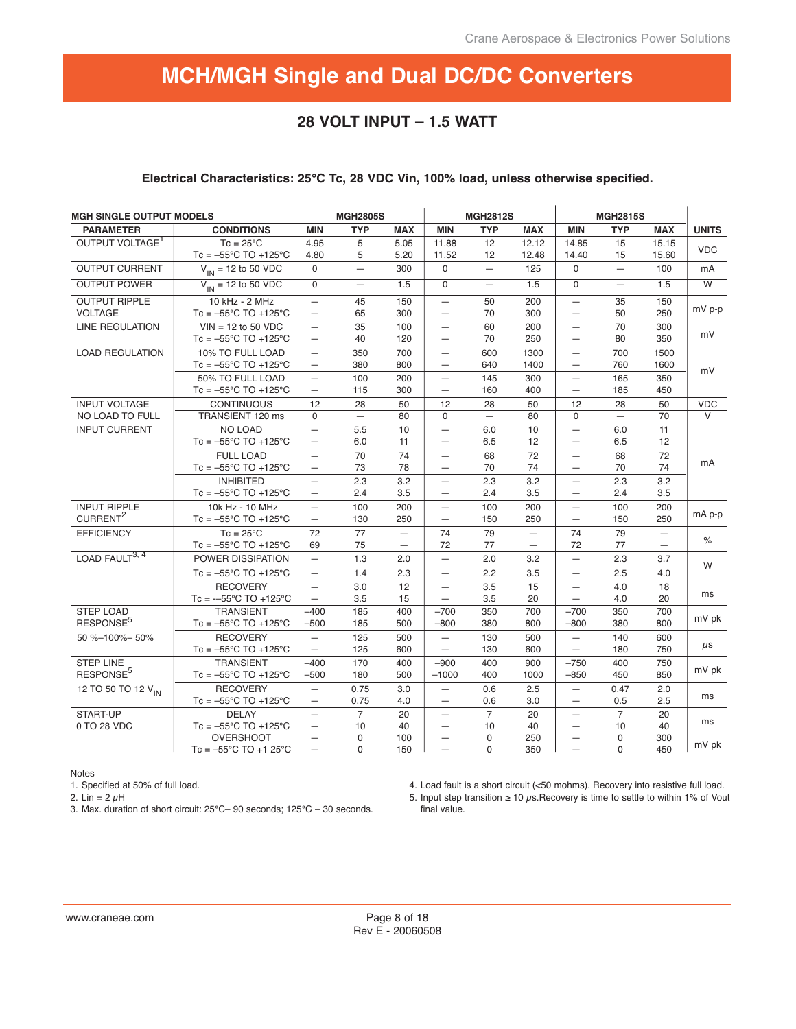# MCH/MGH Single and Dual DC/DC Converters

## 28 VOLT INPUT – 1.5 WATT

**Electrical Characteristics: 25°C Tc, 28 VDC Vin, 100% load, unless otherwise specified.**

| MGH SINGLE OUTPUT MODELS | | MGH2805S | | | MGH2812S | | | MGH2815S | | | |
|---|---|---|---|---|---|---|---|---|---|---|---|
| **PARAMETER** | **CONDITIONS** | **MIN** | **TYP** | **MAX** | **MIN** | **TYP** | **MAX** | **MIN** | **TYP** | **MAX** | **UNITS** |
| OUTPUT VOLTAGE[1] | Tc = 25°C | 4.95 | 5 | 5.05 | 11.88 | 12 | 12.12 | 14.85 | 15 | 15.15 | VDC |
| | Tc = –55°C TO +125°C | 4.80 | 5 | 5.20 | 11.52 | 12 | 12.48 | 14.40 | 15 | 15.60 | |
| OUTPUT CURRENT | $V_{IN}$ = 12 to 50 VDC | 0 | — | 300 | 0 | — | 125 | 0 | — | 100 | mA |
| OUTPUT POWER | $V_{IN}$ = 12 to 50 VDC | 0 | — | 1.5 | 0 | — | 1.5 | 0 | — | 1.5 | W |
| OUTPUT RIPPLE VOLTAGE | 10 kHz - 2 MHz | — | 45 | 150 | — | 50 | 200 | — | 35 | 150 | mV p-p |
| | Tc = –55°C TO +125°C | — | 65 | 300 | — | 70 | 300 | — | 50 | 250 | |
| LINE REGULATION | VIN = 12 to 50 VDC | — | 35 | 100 | — | 60 | 200 | — | 70 | 300 | mV |
| | Tc = –55°C TO +125°C | — | 40 | 120 | — | 70 | 250 | — | 80 | 350 | |
| LOAD REGULATION | 10% TO FULL LOAD | — | 350 | 700 | — | 600 | 1300 | — | 700 | 1500 | mV |
| | Tc = –55°C TO +125°C | — | 380 | 800 | — | 640 | 1400 | — | 760 | 1600 | |
| | 50% TO FULL LOAD | — | 100 | 200 | — | 145 | 300 | — | 165 | 350 | |
| | Tc = –55°C TO +125°C | — | 115 | 300 | — | 160 | 400 | — | 185 | 450 | |
| INPUT VOLTAGE | CONTINUOUS | 12 | 28 | 50 | 12 | 28 | 50 | 12 | 28 | 50 | VDC |
| NO LOAD TO FULL | TRANSIENT 120 ms | 0 | — | 80 | 0 | — | 80 | 0 | — | 70 | V |
| INPUT CURRENT | NO LOAD | — | 5.5 | 10 | — | 6.0 | 10 | — | 6.0 | 11 | mA |
| | Tc = –55°C TO +125°C | — | 6.0 | 11 | — | 6.5 | 12 | — | 6.5 | 12 | |
| | FULL LOAD | — | 70 | 74 | — | 68 | 72 | — | 68 | 72 | |
| | Tc = –55°C TO +125°C | — | 73 | 78 | — | 70 | 74 | — | 70 | 74 | |
| | INHIBITED | — | 2.3 | 3.2 | — | 2.3 | 3.2 | — | 2.3 | 3.2 | |
| | Tc = –55°C TO +125°C | — | 2.4 | 3.5 | — | 2.4 | 3.5 | — | 2.4 | 3.5 | |
| INPUT RIPPLE CURRENT[2] | 10k Hz - 10 MHz | — | 100 | 200 | — | 100 | 200 | — | 100 | 200 | mA p-p |
| | Tc = –55°C TO +125°C | — | 130 | 250 | — | 150 | 250 | — | 150 | 250 | |
| EFFICIENCY | Tc = 25°C | 72 | 77 | — | 74 | 79 | — | 74 | 79 | — | % |
| | Tc = –55°C TO +125°C | 69 | 75 | — | 72 | 77 | — | 72 | 77 | — | |
| LOAD FAULT[3, 4] | POWER DISSIPATION | — | 1.3 | 2.0 | — | 2.0 | 3.2 | — | 2.3 | 3.7 | W |
| | Tc = –55°C TO +125°C | — | 1.4 | 2.3 | — | 2.2 | 3.5 | — | 2.5 | 4.0 | |
| | RECOVERY | — | 3.0 | 12 | — | 3.5 | 15 | — | 4.0 | 18 | ms |
| | Tc = –55°C TO +125°C | — | 3.5 | 15 | — | 3.5 | 20 | — | 4.0 | 20 | |
| STEP LOAD RESPONSE[5] | TRANSIENT | –400 | 185 | 400 | –700 | 350 | 700 | –700 | 350 | 700 | mV pk |
| | Tc = –55°C TO +125°C | –500 | 185 | 500 | –800 | 380 | 800 | –800 | 380 | 800 | |
| 50 %–100%– 50% | RECOVERY | — | 125 | 500 | — | 130 | 500 | — | 140 | 600 | μs |
| | Tc = –55°C TO +125°C | — | 125 | 600 | — | 130 | 600 | — | 180 | 750 | |
| STEP LINE RESPONSE[5] | TRANSIENT | –400 | 170 | 400 | –900 | 400 | 900 | –750 | 400 | 750 | mV pk |
| | Tc = –55°C TO +125°C | –500 | 180 | 500 | –1000 | 400 | 1000 | –850 | 450 | 850 | |
| 12 TO 50 TO 12 $V_{IN}$ | RECOVERY | — | 0.75 | 3.0 | — | 0.6 | 2.5 | — | 0.47 | 2.0 | ms |
| | Tc = –55°C TO +125°C | — | 0.75 | 4.0 | — | 0.6 | 3.0 | — | 0.5 | 2.5 | |
| START-UP 0 TO 28 VDC | DELAY | — | 7 | 20 | — | 7 | 20 | — | 7 | 20 | ms |
| | Tc = –55°C TO +125°C | — | 10 | 40 | — | 10 | 40 | — | 10 | 40 | |
| | OVERSHOOT | — | 0 | 100 | — | 0 | 250 | — | 0 | 300 | mV pk |
| | Tc = –55°C TO +1 25°C | — | 0 | 150 | — | 0 | 350 | — | 0 | 450 | |

Notes

1. Specified at 50% of full load.
2. Lin = 2 μH
3. Max. duration of short circuit: 25°C– 90 seconds; 125°C – 30 seconds.
4. Load fault is a short circuit (<50 mohms). Recovery into resistive full load.
5. Input step transition ≥ 10 μs.Recovery is time to settle to within 1% of Vout final value.

www.craneae.com

Rev E - 20060508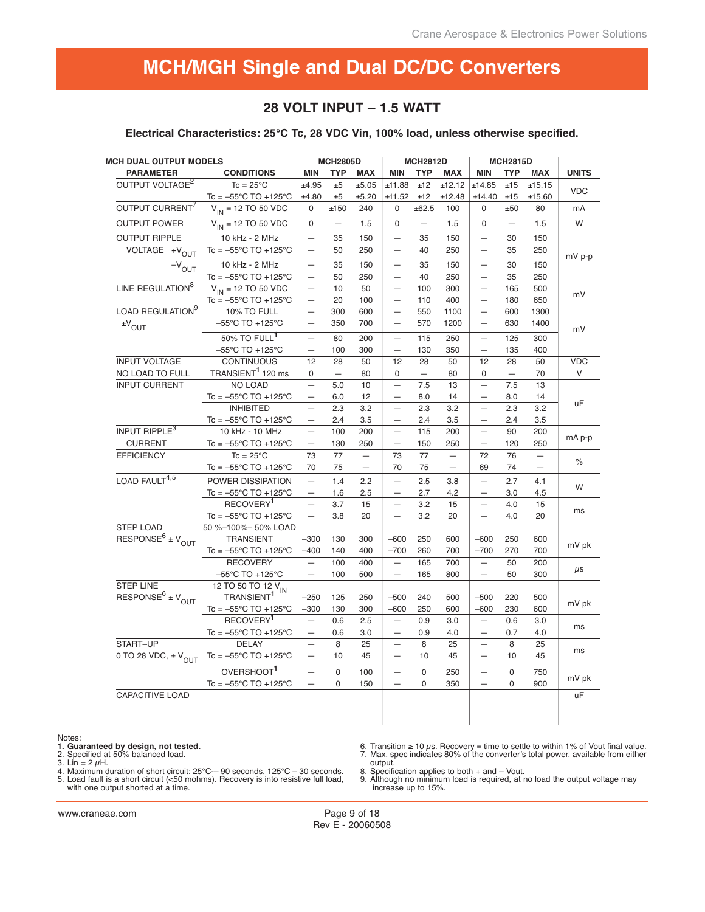# MCH/MGH Single and Dual DC/DC Converters

## 28 VOLT INPUT – 1.5 WATT

**Electrical Characteristics: 25°C Tc, 28 VDC Vin, 100% load, unless otherwise specified.**

| MCH DUAL OUTPUT MODELS | | MCH2805D | | | MCH2812D | | | MCH2815D | | | |
|---|---|---|---|---|---|---|---|---|---|---|---|
| PARAMETER | CONDITIONS | MIN | TYP | MAX | MIN | TYP | MAX | MIN | TYP | MAX | UNITS |
| OUTPUT VOLTAGE[2] | Tc = 25°C | ±4.95 | ±5 | ±5.05 | ±11.88 | ±12 | ±12.12 | ±14.85 | ±15 | ±15.15 | VDC |
| | Tc = –55°C TO +125°C | ±4.80 | ±5 | ±5.20 | ±11.52 | ±12 | ±12.48 | ±14.40 | ±15 | ±15.60 | |
| OUTPUT CURRENT[7] | $V_{IN}$ = 12 TO 50 VDC | 0 | ±150 | 240 | 0 | ±62.5 | 100 | 0 | ±50 | 80 | mA |
| OUTPUT POWER | $V_{IN}$ = 12 TO 50 VDC | 0 | — | 1.5 | 0 | — | 1.5 | 0 | — | 1.5 | W |
| OUTPUT RIPPLE | 10 kHz - 2 MHz | — | 35 | 150 | — | 35 | 150 | — | 30 | 150 | mV p-p |
| VOLTAGE $+V_{OUT}$ | Tc = –55°C TO +125°C | — | 50 | 250 | — | 40 | 250 | — | 35 | 250 | |
| $-V_{OUT}$ | 10 kHz - 2 MHz | — | 35 | 150 | — | 35 | 150 | — | 30 | 150 | |
| | Tc = –55°C TO +125°C | — | 50 | 250 | — | 40 | 250 | — | 35 | 250 | |
| LINE REGULATION[8] | $V_{IN}$ = 12 TO 50 VDC | — | 10 | 50 | — | 100 | 300 | — | 165 | 500 | mV |
| | Tc = –55°C TO +125°C | — | 20 | 100 | — | 110 | 400 | — | 180 | 650 | |
| LOAD REGULATION[9] | 10% TO FULL | — | 300 | 600 | — | 550 | 1100 | — | 600 | 1300 | mV |
| $\pm V_{OUT}$ | –55°C TO +125°C | — | 350 | 700 | — | 570 | 1200 | — | 630 | 1400 | |
| | 50% TO FULL[1] | — | 80 | 200 | — | 115 | 250 | — | 125 | 300 | |
| | –55°C TO +125°C | — | 100 | 300 | — | 130 | 350 | — | 135 | 400 | |
| INPUT VOLTAGE | CONTINUOUS | 12 | 28 | 50 | 12 | 28 | 50 | 12 | 28 | 50 | VDC |
| NO LOAD TO FULL | TRANSIENT[1] 120 ms | 0 | — | 80 | 0 | — | 80 | 0 | — | 70 | V |
| INPUT CURRENT | NO LOAD | — | 5.0 | 10 | — | 7.5 | 13 | — | 7.5 | 13 | uF |
| | Tc = –55°C TO +125°C | — | 6.0 | 12 | — | 8.0 | 14 | — | 8.0 | 14 | |
| | INHIBITED | — | 2.3 | 3.2 | — | 2.3 | 3.2 | — | 2.3 | 3.2 | |
| | Tc = –55°C TO +125°C | — | 2.4 | 3.5 | — | 2.4 | 3.5 | — | 2.4 | 3.5 | |
| INPUT RIPPLE[3] | 10 kHz - 10 MHz | — | 100 | 200 | — | 115 | 200 | — | 90 | 200 | mA p-p |
| CURRENT | Tc = –55°C TO +125°C | — | 130 | 250 | — | 150 | 250 | — | 120 | 250 | |
| EFFICIENCY | Tc = 25°C | 73 | 77 | — | 73 | 77 | — | 72 | 76 | — | % |
| | Tc = –55°C TO +125°C | 70 | 75 | — | 70 | 75 | — | 69 | 74 | — | |
| LOAD FAULT[4,5] | POWER DISSIPATION | — | 1.4 | 2.2 | — | 2.5 | 3.8 | — | 2.7 | 4.1 | W |
| | Tc = –55°C TO +125°C | — | 1.6 | 2.5 | — | 2.7 | 4.2 | — | 3.0 | 4.5 | |
| | RECOVERY[1] | — | 3.7 | 15 | — | 3.2 | 15 | — | 4.0 | 15 | ms |
| | Tc = –55°C TO +125°C | — | 3.8 | 20 | — | 3.2 | 20 | — | 4.0 | 20 | |
| STEP LOAD | 50 %–100%– 50% LOAD | | | | | | | | | | mV pk |
| RESPONSE[6] $\pm V_{OUT}$ | TRANSIENT | –300 | 130 | 300 | –600 | 250 | 600 | –600 | 250 | 600 | |
| | Tc = –55°C TO +125°C | –400 | 140 | 400 | –700 | 260 | 700 | –700 | 270 | 700 | |
| | RECOVERY | — | 100 | 400 | — | 165 | 700 | — | 50 | 200 | μs |
| | –55°C TO +125°C | — | 100 | 500 | — | 165 | 800 | — | 50 | 300 | |
| STEP LINE | 12 TO 50 TO 12 $V_{IN}$ | | | | | | | | | | mV pk |
| RESPONSE[6] $\pm V_{OUT}$ | TRANSIENT[1] | –250 | 125 | 250 | –500 | 240 | 500 | –500 | 220 | 500 | |
| | Tc = –55°C TO +125°C | –300 | 130 | 300 | –600 | 250 | 600 | –600 | 230 | 600 | |
| | RECOVERY[1] | — | 0.6 | 2.5 | — | 0.9 | 3.0 | — | 0.6 | 3.0 | ms |
| | Tc = –55°C TO +125°C | — | 0.6 | 3.0 | — | 0.9 | 4.0 | — | 0.7 | 4.0 | |
| START–UP | DELAY | — | 8 | 25 | — | 8 | 25 | — | 8 | 25 | ms |
| 0 TO 28 VDC, $\pm V_{OUT}$ | Tc = –55°C TO +125°C | — | 10 | 45 | — | 10 | 45 | — | 10 | 45 | |
| | OVERSHOOT[1] | — | 0 | 100 | — | 0 | 250 | — | 0 | 750 | mV pk |
| | Tc = –55°C TO +125°C | — | 0 | 150 | — | 0 | 350 | — | 0 | 900 | |
| CAPACITIVE LOAD | | | | | | | | | | | uF |

Notes:

1. **Guaranteed by design, not tested.**
2. Specified at 50% balanced load.
3. Lin = 2 μH.
4. Maximum duration of short circuit: 25°C–- 90 seconds, 125°C – 30 seconds.
5. Load fault is a short circuit (<50 mohms). Recovery is into resistive full load, with one output shorted at a time.
6. Transition ≥ 10 μs. Recovery = time to settle to within 1% of Vout final value.
7. Max. spec indicates 80% of the converter's total power, available from either output.
8. Specification applies to both + and – Vout.
9. Although no minimum load is required, at no load the output voltage may increase up to 15%.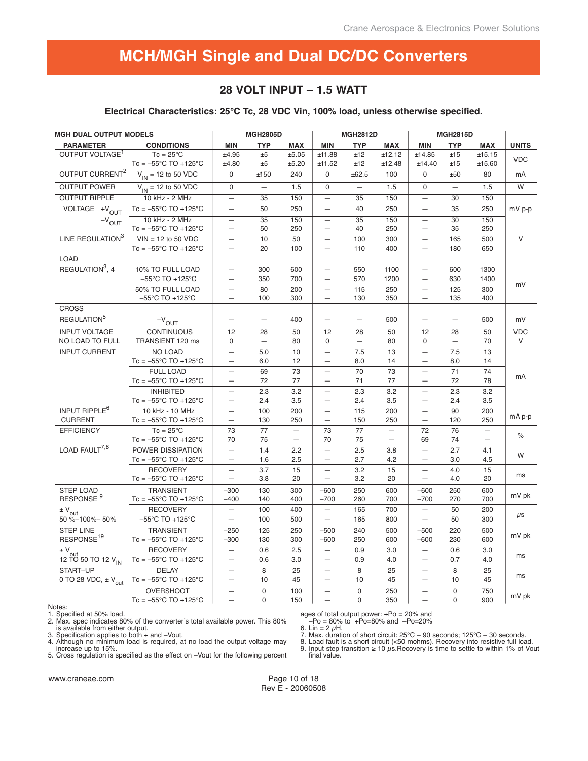# MCH/MGH Single and Dual DC/DC Converters

## 28 VOLT INPUT – 1.5 WATT

### Electrical Characteristics: 25°C Tc, 28 VDC Vin, 100% load, unless otherwise specified.

| MGH DUAL OUTPUT MODELS | | MGH2805D | | | MGH2812D | | | MGH2815D | | | |
|---|---|---|---|---|---|---|---|---|---|---|---|
| PARAMETER | CONDITIONS | MIN | TYP | MAX | MIN | TYP | MAX | MIN | TYP | MAX | UNITS |
| OUTPUT VOLTAGE[1] | Tc = 25°C | ±4.95 | ±5 | ±5.05 | ±11.88 | ±12 | ±12.12 | ±14.85 | ±15 | ±15.15 | VDC |
| | Tc = –55°C TO +125°C | ±4.80 | ±5 | ±5.20 | ±11.52 | ±12 | ±12.48 | ±14.40 | ±15 | ±15.60 | |
| OUTPUT CURRENT[2] | $V_{IN}$ = 12 to 50 VDC | 0 | ±150 | 240 | 0 | ±62.5 | 100 | 0 | ±50 | 80 | mA |
| OUTPUT POWER | $V_{IN}$ = 12 to 50 VDC | 0 | — | 1.5 | 0 | — | 1.5 | 0 | — | 1.5 | W |
| OUTPUT RIPPLE VOLTAGE $+V_{OUT}$ | 10 kHz - 2 MHz | — | 35 | 150 | — | 35 | 150 | — | 30 | 150 | mV p-p |
| | Tc = –55°C TO +125°C | — | 50 | 250 | — | 40 | 250 | — | 35 | 250 | |
| $-V_{OUT}$ | 10 kHz - 2 MHz | — | 35 | 150 | — | 35 | 150 | — | 30 | 150 | |
| | Tc = –55°C TO +125°C | — | 50 | 250 | — | 40 | 250 | — | 35 | 250 | |
| LINE REGULATION[3] | VIN = 12 to 50 VDC | — | 10 | 50 | — | 100 | 300 | — | 165 | 500 | V |
| | Tc = –55°C TO +125°C | — | 20 | 100 | — | 110 | 400 | — | 180 | 650 | |
| LOAD REGULATION[3, 4] | 10% TO FULL LOAD | — | 300 | 600 | — | 550 | 1100 | — | 600 | 1300 | mV |
| | –55°C TO +125°C | — | 350 | 700 | — | 570 | 1200 | — | 630 | 1400 | |
| | 50% TO FULL LOAD | — | 80 | 200 | — | 115 | 250 | — | 125 | 300 | |
| | –55°C TO +125°C | — | 100 | 300 | — | 130 | 350 | — | 135 | 400 | |
| CROSS REGULATION[5] | $-V_{OUT}$ | — | — | 400 | — | — | 500 | — | — | 500 | mV |
| INPUT VOLTAGE | CONTINUOUS | 12 | 28 | 50 | 12 | 28 | 50 | 12 | 28 | 50 | VDC |
| NO LOAD TO FULL | TRANSIENT 120 ms | 0 | — | 80 | 0 | — | 80 | 0 | — | 70 | V |
| INPUT CURRENT | NO LOAD | — | 5.0 | 10 | — | 7.5 | 13 | — | 7.5 | 13 | mA |
| | Tc = –55°C TO +125°C | — | 6.0 | 12 | — | 8.0 | 14 | — | 8.0 | 14 | |
| | FULL LOAD | — | 69 | 73 | — | 70 | 73 | — | 71 | 74 | |
| | Tc = –55°C TO +125°C | — | 72 | 77 | — | 71 | 77 | — | 72 | 78 | |
| | INHIBITED | — | 2.3 | 3.2 | — | 2.3 | 3.2 | — | 2.3 | 3.2 | |
| | Tc = –55°C TO +125°C | — | 2.4 | 3.5 | — | 2.4 | 3.5 | — | 2.4 | 3.5 | |
| INPUT RIPPLE[6] CURRENT | 10 kHz - 10 MHz | — | 100 | 200 | — | 115 | 200 | — | 90 | 200 | mA p-p |
| | Tc = –55°C TO +125°C | — | 130 | 250 | — | 150 | 250 | — | 120 | 250 | |
| EFFICIENCY | Tc = 25°C | 73 | 77 | — | 73 | 77 | — | 72 | 76 | — | % |
| | Tc = –55°C TO +125°C | 70 | 75 | — | 70 | 75 | — | 69 | 74 | — | |
| LOAD FAULT[7,8] | POWER DISSIPATION | — | 1.4 | 2.2 | — | 2.5 | 3.8 | — | 2.7 | 4.1 | W |
| | Tc = –55°C TO +125°C | — | 1.6 | 2.5 | — | 2.7 | 4.2 | — | 3.0 | 4.5 | |
| | RECOVERY | — | 3.7 | 15 | — | 3.2 | 15 | — | 4.0 | 15 | ms |
| | Tc = –55°C TO +125°C | — | 3.8 | 20 | — | 3.2 | 20 | — | 4.0 | 20 | |
| STEP LOAD RESPONSE[9] | TRANSIENT | –300 | 130 | 300 | –600 | 250 | 600 | –600 | 250 | 600 | mV pk |
| | Tc = –55°C TO +125°C | –400 | 140 | 400 | –700 | 260 | 700 | –700 | 270 | 700 | |
| $\pm V_{out}$ 50 %–100%– 50% | RECOVERY | — | 100 | 400 | — | 165 | 700 | — | 50 | 200 | µs |
| | –55°C TO +125°C | — | 100 | 500 | — | 165 | 800 | — | 50 | 300 | |
| STEP LINE RESPONSE[19] | TRANSIENT | –250 | 125 | 250 | –500 | 240 | 500 | –500 | 220 | 500 | mV pk |
| | Tc = –55°C TO +125°C | –300 | 130 | 300 | –600 | 250 | 600 | –600 | 230 | 600 | |
| $\pm V_{out}$ 12 TO 50 TO 12 $V_{IN}$ | RECOVERY | — | 0.6 | 2.5 | — | 0.9 | 3.0 | — | 0.6 | 3.0 | ms |
| | Tc = –55°C TO +125°C | — | 0.6 | 3.0 | — | 0.9 | 4.0 | — | 0.7 | 4.0 | |
| START–UP 0 TO 28 VDC, $\pm V_{out}$ | DELAY | — | 8 | 25 | — | 8 | 25 | — | 8 | 25 | ms |
| | Tc = –55°C TO +125°C | — | 10 | 45 | — | 10 | 45 | — | 10 | 45 | |
| | OVERSHOOT | — | 0 | 100 | — | 0 | 250 | — | 0 | 750 | mV pk |
| | Tc = –55°C TO +125°C | — | 0 | 150 | — | 0 | 350 | — | 0 | 900 | |

Notes:
1. Specified at 50% load.
2. Max. spec indicates 80% of the converter's total available power. This 80% is available from either output.
3. Specification applies to both + and –Vout.
4. Although no minimum load is required, at no load the output voltage may increase up to 15%.
5. Cross regulation is specified as the effect on –Vout for the following percentages of total output power: +Po = 20% and –Po = 80% to +Po=80% and –Po=20%
6. Lin = 2 µH.
7. Max. duration of short circuit: 25°C – 90 seconds; 125°C – 30 seconds.
8. Load fault is a short circuit (<50 mohms). Recovery into resistive full load.
9. Input step transition ≥ 10 µs. Recovery is time to settle to within 1% of Vout final value.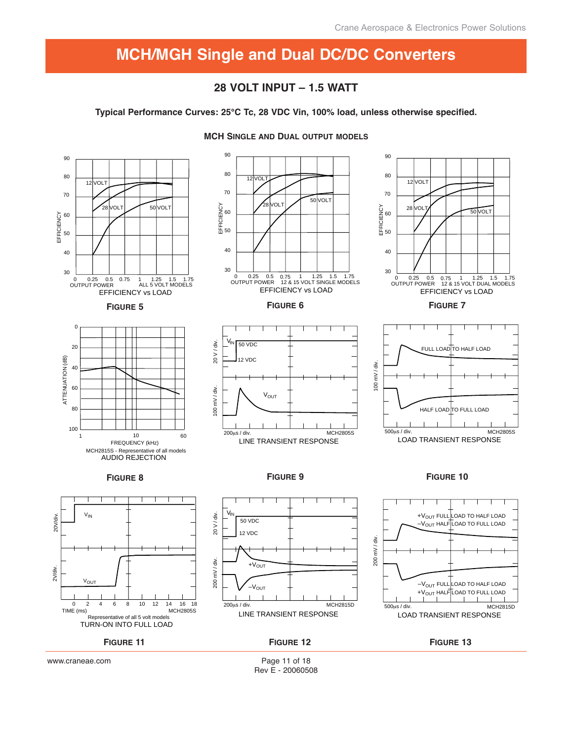# MCH/MGH Single and Dual DC/DC Converters

## 28 VOLT INPUT – 1.5 WATT

**Typical Performance Curves: 25°C Tc, 28 VDC Vin, 100% load, unless otherwise specified.**

### MCH Single and Dual output models

EFFICIENCY vs LOAD
OUTPUT POWER — ALL 5 VOLT MODELS

**FIGURE 5**

EFFICIENCY vs LOAD
OUTPUT POWER — 12 & 15 VOLT SINGLE MODELS

**FIGURE 6**

EFFICIENCY vs LOAD
OUTPUT POWER — 12 & 15 VOLT DUAL MODELS

**FIGURE 7**

MCH2815S - Representative of all models
AUDIO REJECTION

**FIGURE 8**

LINE TRANSIENT RESPONSE
MCH2805S

**FIGURE 9**

LOAD TRANSIENT RESPONSE
MCH2805S

**FIGURE 10**

Representative of all 5 volt models
TURN-ON INTO FULL LOAD
MCH2805S

**FIGURE 11**

LINE TRANSIENT RESPONSE
MCH2815D

**FIGURE 12**

LOAD TRANSIENT RESPONSE
MCH2815D

**FIGURE 13**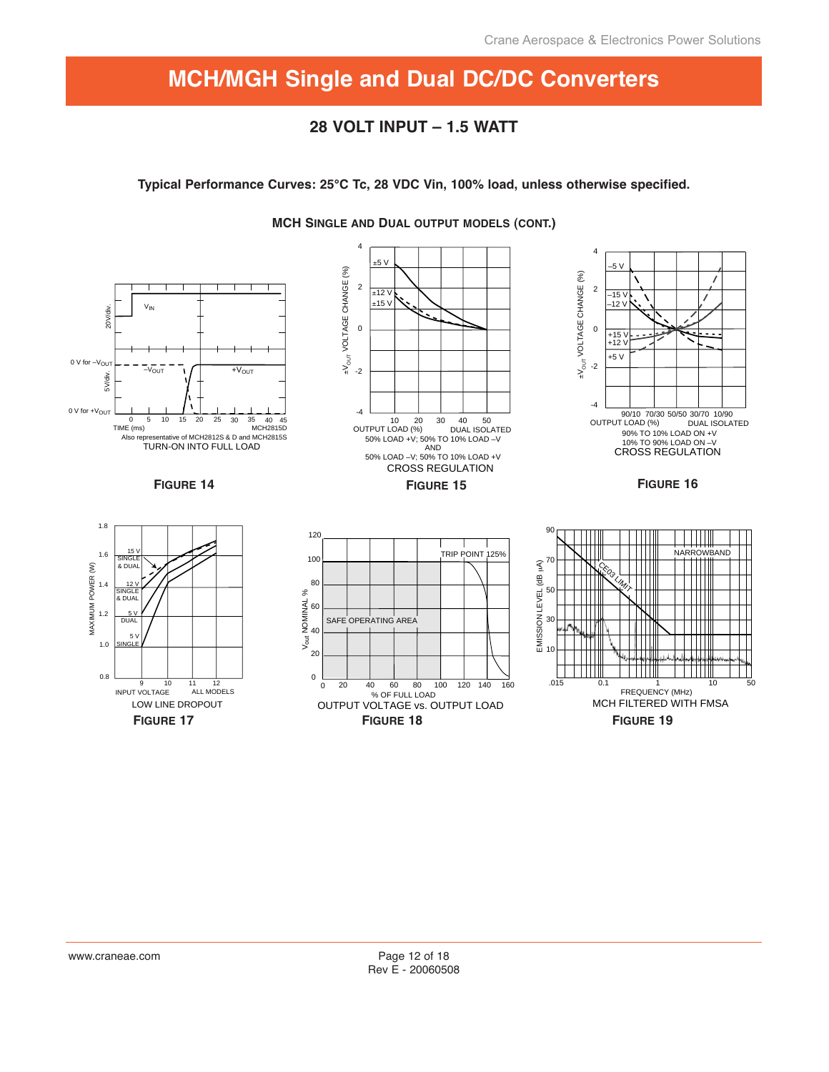# MCH/MGH Single and Dual DC/DC Converters

## 28 VOLT INPUT – 1.5 WATT

**Typical Performance Curves: 25°C Tc, 28 VDC Vin, 100% load, unless otherwise specified.**

### MCH SINGLE AND DUAL OUTPUT MODELS (CONT.)

TURN-ON INTO FULL LOAD
Also representative of MCH2812S & D and MCH2815S

**FIGURE 14**

CROSS REGULATION
DUAL ISOLATED
50% LOAD +V; 50% TO 10% LOAD –V
AND
50% LOAD –V; 50% TO 10% LOAD +V

**FIGURE 15**

CROSS REGULATION
DUAL ISOLATED
90% TO 10% LOAD ON +V
10% TO 90% LOAD ON –V

**FIGURE 16**

LOW LINE DROPOUT
ALL MODELS

**FIGURE 17**

OUTPUT VOLTAGE vs. OUTPUT LOAD

**FIGURE 18**

MCH FILTERED WITH FMSA

**FIGURE 19**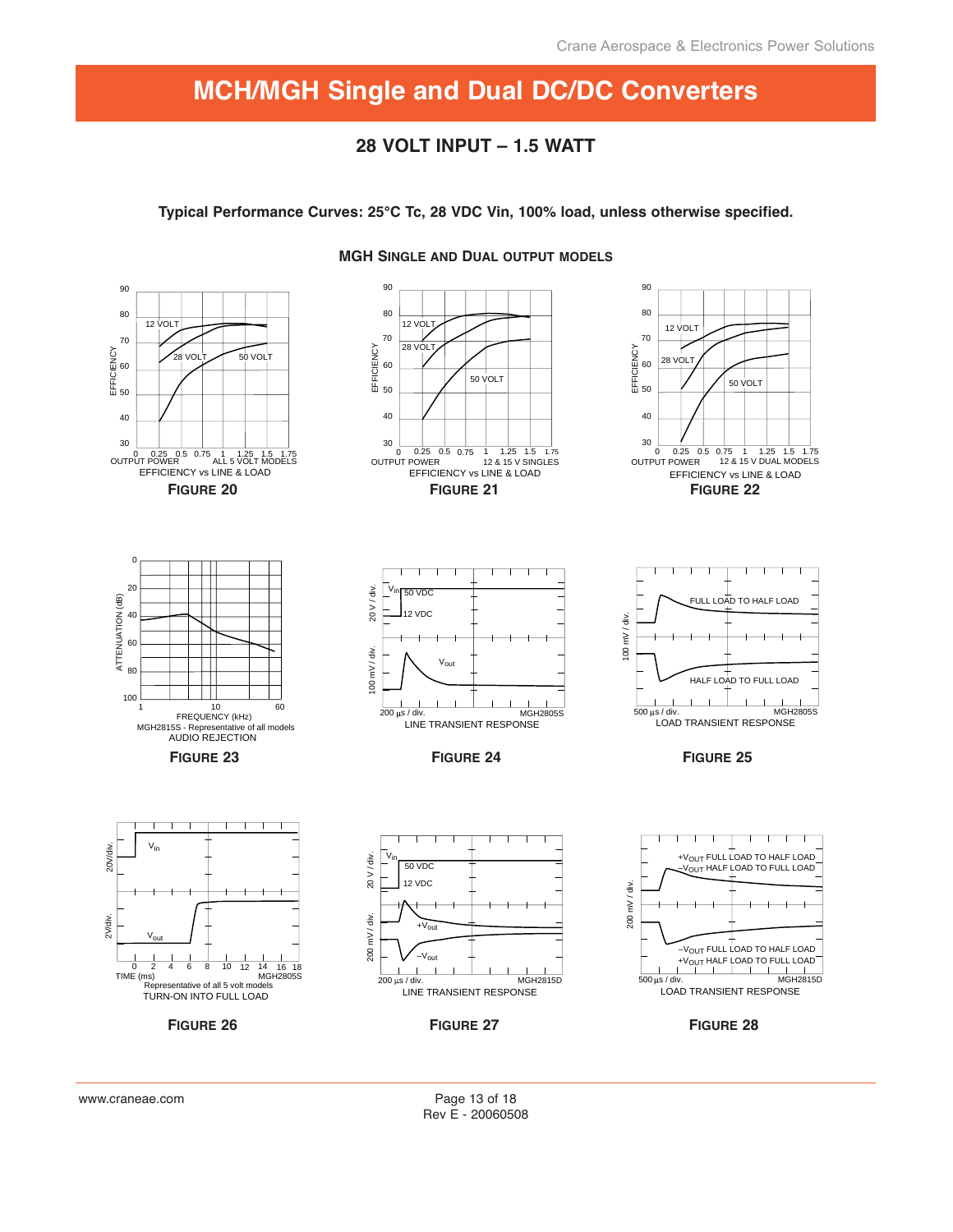# MCH/MGH Single and Dual DC/DC Converters

## 28 VOLT INPUT – 1.5 WATT

**Typical Performance Curves: 25°C Tc, 28 VDC Vin, 100% load, unless otherwise specified.**

### MGH SINGLE AND DUAL OUTPUT MODELS

EFFICIENCY vs LINE & LOAD

ALL 5 VOLT MODELS

**FIGURE 20**

EFFICIENCY vs LINE & LOAD

12 & 15 V SINGLES

**FIGURE 21**

EFFICIENCY vs LINE & LOAD

12 & 15 V DUAL MODELS

**FIGURE 22**

MGH2815S - Representative of all models

AUDIO REJECTION

**FIGURE 23**

LINE TRANSIENT RESPONSE

MGH2805S

**FIGURE 24**

LOAD TRANSIENT RESPONSE

MGH2805S

**FIGURE 25**

Representative of all 5 volt models

TURN-ON INTO FULL LOAD

MGH2805S

**FIGURE 26**

LINE TRANSIENT RESPONSE

MGH2815D

**FIGURE 27**

LOAD TRANSIENT RESPONSE

MGH2815D

**FIGURE 28**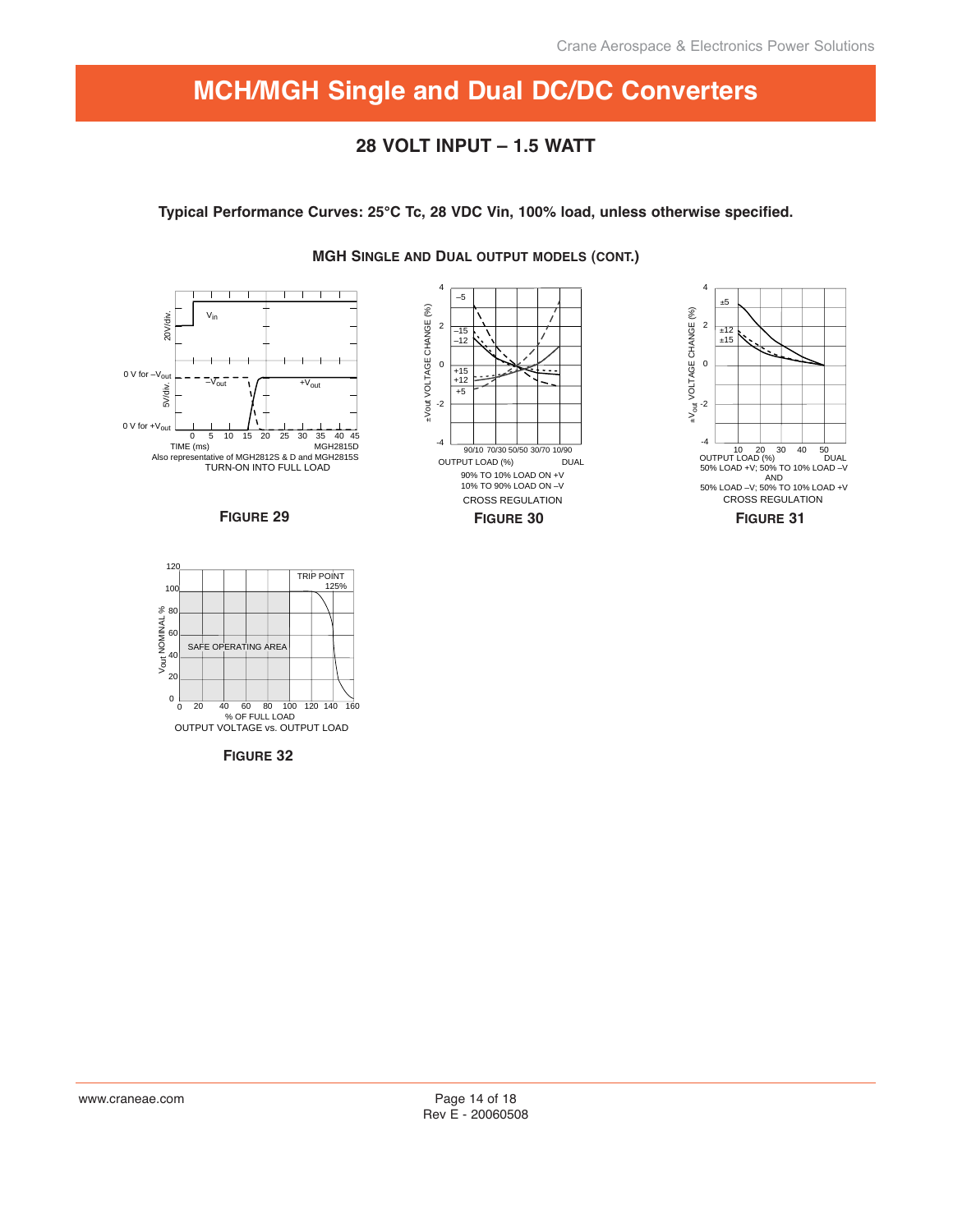# MCH/MGH Single and Dual DC/DC Converters

## 28 VOLT INPUT – 1.5 WATT

**Typical Performance Curves: 25°C Tc, 28 VDC Vin, 100% load, unless otherwise specified.**

### MGH SINGLE AND DUAL OUTPUT MODELS (CONT.)

20V/div. $V_{in}$

5V/div. 0 V for $-V_{out}$ $-V_{out}$ $+V_{out}$ 0 V for $+V_{out}$

0 5 10 15 20 25 30 35 40 45

TIME (ms) MGH2815D

Also representative of MGH2812S & D and MGH2815S

TURN-ON INTO FULL LOAD

**FIGURE 29**

±Vout VOLTAGE CHANGE (%)

4 2 0 -2 -4

–5 –15 –12 +15 +12 +5

90/10 70/30 50/50 30/70 10/90

OUTPUT LOAD (%) DUAL

90% TO 10% LOAD ON +V

10% TO 90% LOAD ON –V

CROSS REGULATION

**FIGURE 30**

$\pm V_{out}$ VOLTAGE CHANGE (%)

4 2 0 -2 -4

±5 ±12 ±15

10 20 30 40 50

OUTPUT LOAD (%) DUAL

50% LOAD +V; 50% TO 10% LOAD –V

AND

50% LOAD –V; 50% TO 10% LOAD +V

CROSS REGULATION

**FIGURE 31**

$V_{out}$ NOMINAL %

120 100 80 60 40 20 0

TRIP POINT 125%

SAFE OPERATING AREA

0 20 40 60 80 100 120 140 160

% OF FULL LOAD

OUTPUT VOLTAGE vs. OUTPUT LOAD

**FIGURE 32**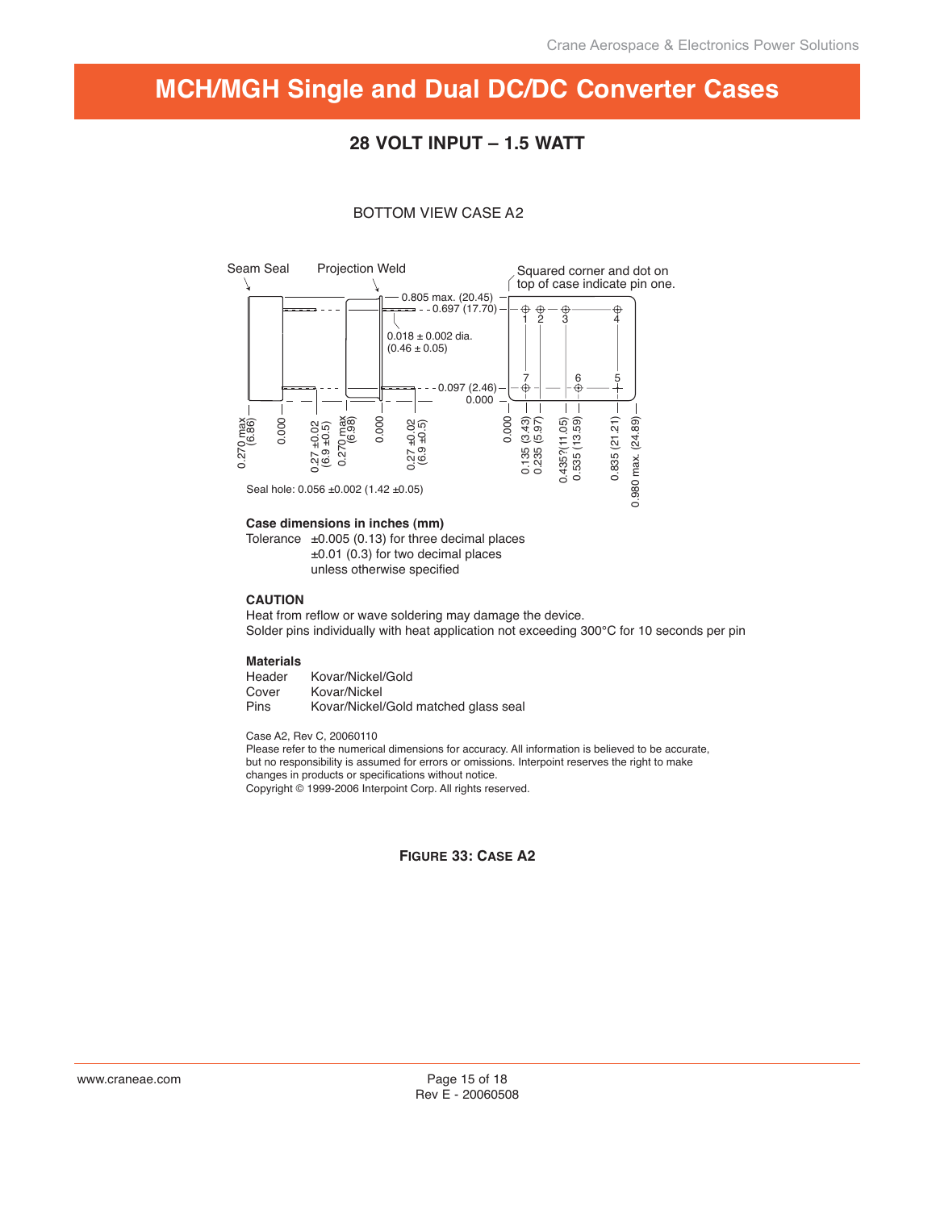# MCH/MGH Single and Dual DC/DC Converter Cases

## 28 VOLT INPUT – 1.5 WATT

BOTTOM VIEW CASE A2

Seam Seal

Projection Weld

Squared corner and dot on top of case indicate pin one.

0.805 max. (20.45)

0.697 (17.70)

0.018 ± 0.002 dia. (0.46 ± 0.05)

0.097 (2.46)

0.000

0.270 max (6.86)

0.000

0.27 ±0.02 (6.9 ±0.5)

0.270 max (6.98)

0.000

0.27 ±0.02 (6.9 ±0.5)

0.000

0.135 (3.43)

0.235 (5.97)

0.435?(11.05)

0.535 (13.59)

0.835 (21.21)

0.980 max. (24.89)

Seal hole: 0.056 ±0.002 (1.42 ±0.05)

**Case dimensions in inches (mm)**

Tolerance ±0.005 (0.13) for three decimal places
±0.01 (0.3) for two decimal places
unless otherwise specified

**CAUTION**

Heat from reflow or wave soldering may damage the device.
Solder pins individually with heat application not exceeding 300°C for 10 seconds per pin

**Materials**

| | |
|---|---|
| Header | Kovar/Nickel/Gold |
| Cover | Kovar/Nickel |
| Pins | Kovar/Nickel/Gold matched glass seal |

Case A2, Rev C, 20060110
Please refer to the numerical dimensions for accuracy. All information is believed to be accurate, but no responsibility is assumed for errors or omissions. Interpoint reserves the right to make changes in products or specifications without notice.
Copyright © 1999-2006 Interpoint Corp. All rights reserved.

**FIGURE 33: CASE A2**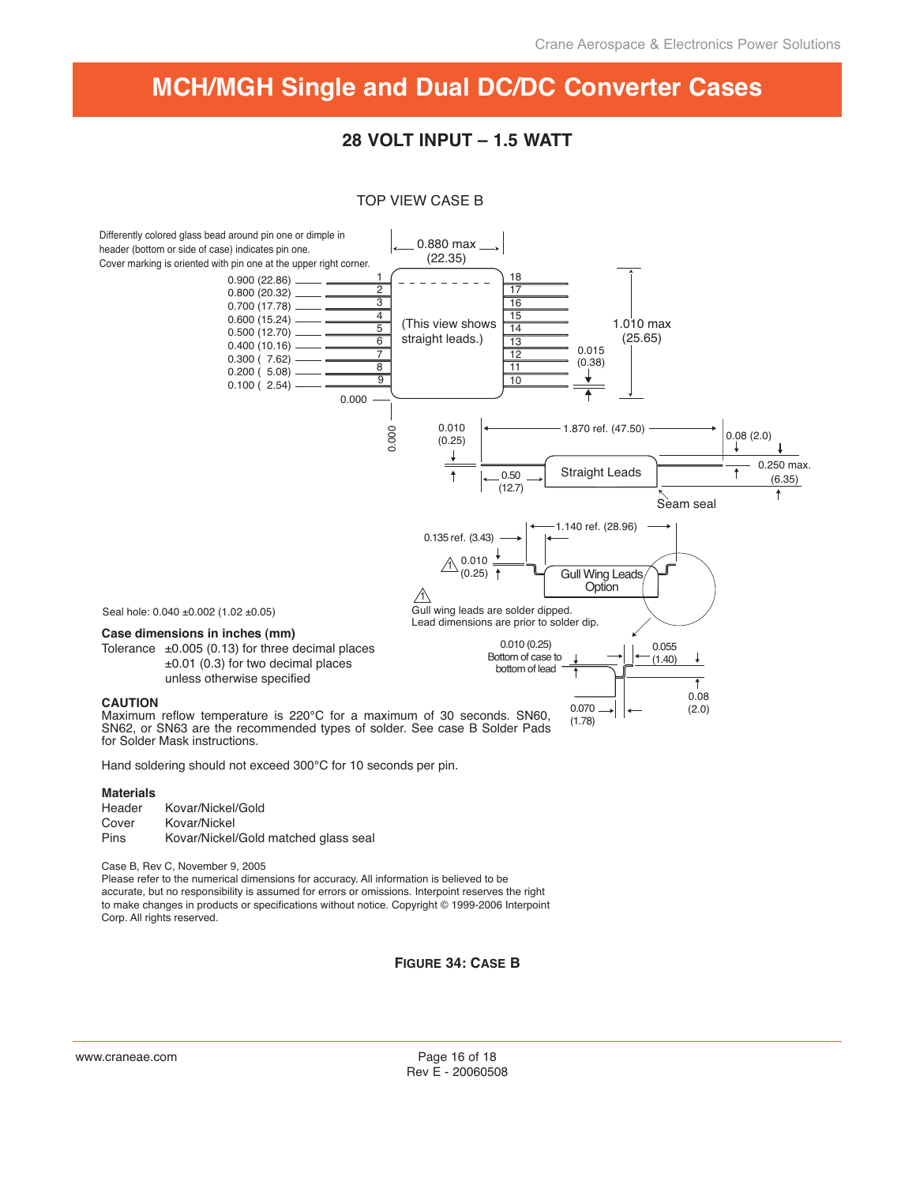# MCH/MGH Single and Dual DC/DC Converter Cases

## 28 VOLT INPUT – 1.5 WATT

TOP VIEW CASE B

Differently colored glass bead around pin one or dimple in header (bottom or side of case) indicates pin one. Cover marking is oriented with pin one at the upper right corner.

0.880 max (22.35)

0.900 (22.86)
0.800 (20.32)
0.700 (17.78)
0.600 (15.24)
0.500 (12.70)
0.400 (10.16)
0.300 ( 7.62)
0.200 ( 5.08)
0.100 ( 2.54)
0.000

1 2 3 4 5 6 7 8 9

18 17 16 15 14 13 12 11 10

(This view shows straight leads.)

1.010 max (25.65)

0.015 (0.38)

0.000

0.010 (0.25)

1.870 ref. (47.50)

0.08 (2.0)

Straight Leads

0.250 max. (6.35)

0.50 (12.7)

Seam seal

0.135 ref. (3.43)

1.140 ref. (28.96)

0.010 (0.25)

Gull Wing Leads Option

Seal hole: 0.040 ±0.002 (1.02 ±0.05)

Gull wing leads are solder dipped.
Lead dimensions are prior to solder dip.

0.010 (0.25) Bottom of case to bottom of lead

0.055 (1.40)

0.08 (2.0)

0.070 (1.78)

**Case dimensions in inches (mm)**

Tolerance ±0.005 (0.13) for three decimal places
±0.01 (0.3) for two decimal places
unless otherwise specified

**CAUTION**

Maximum reflow temperature is 220°C for a maximum of 30 seconds. SN60, SN62, or SN63 are the recommended types of solder. See case B Solder Pads for Solder Mask instructions.

Hand soldering should not exceed 300°C for 10 seconds per pin.

**Materials**

| | |
|---|---|
| Header | Kovar/Nickel/Gold |
| Cover | Kovar/Nickel |
| Pins | Kovar/Nickel/Gold matched glass seal |

Case B, Rev C, November 9, 2005
Please refer to the numerical dimensions for accuracy. All information is believed to be accurate, but no responsibility is assumed for errors or omissions. Interpoint reserves the right to make changes in products or specifications without notice. Copyright © 1999-2006 Interpoint Corp. All rights reserved.

**FIGURE 34: CASE B**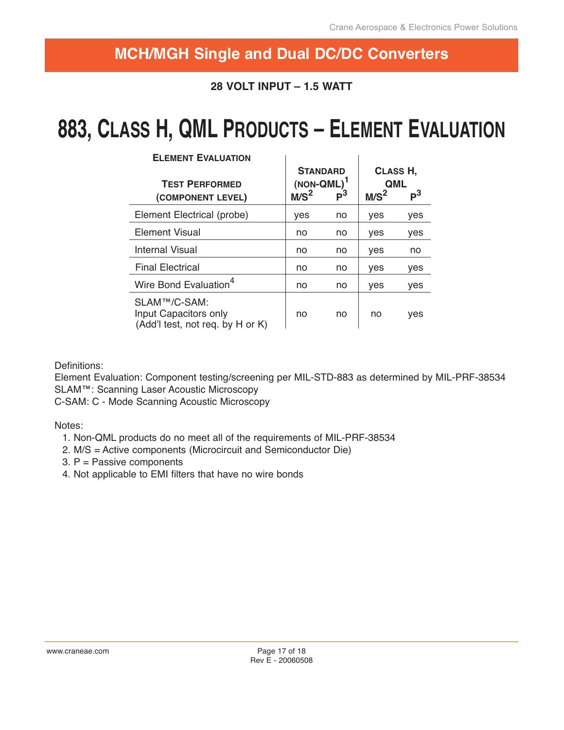## MCH/MGH Single and Dual DC/DC Converters

**28 VOLT INPUT – 1.5 WATT**

# 883, Class H, QML Products – Element Evaluation

| Element Evaluation<br>Test Performed (Component Level) | Standard (Non-QML)[1] | | Class H, QML | |
|---|---|---|---|---|
| | M/S[2] | P[3] | M/S[2] | P[3] |
| Element Electrical (probe) | yes | no | yes | yes |
| Element Visual | no | no | yes | yes |
| Internal Visual | no | no | yes | no |
| Final Electrical | no | no | yes | yes |
| Wire Bond Evaluation[4] | no | no | yes | yes |
| SLAM™/C-SAM: Input Capacitors only (Add'l test, not req. by H or K) | no | no | no | yes |

Definitions:
Element Evaluation: Component testing/screening per MIL-STD-883 as determined by MIL-PRF-38534
SLAM™: Scanning Laser Acoustic Microscopy
C-SAM: C - Mode Scanning Acoustic Microscopy

Notes:
1. Non-QML products do no meet all of the requirements of MIL-PRF-38534
2. M/S = Active components (Microcircuit and Semiconductor Die)
3. P = Passive components
4. Not applicable to EMI filters that have no wire bonds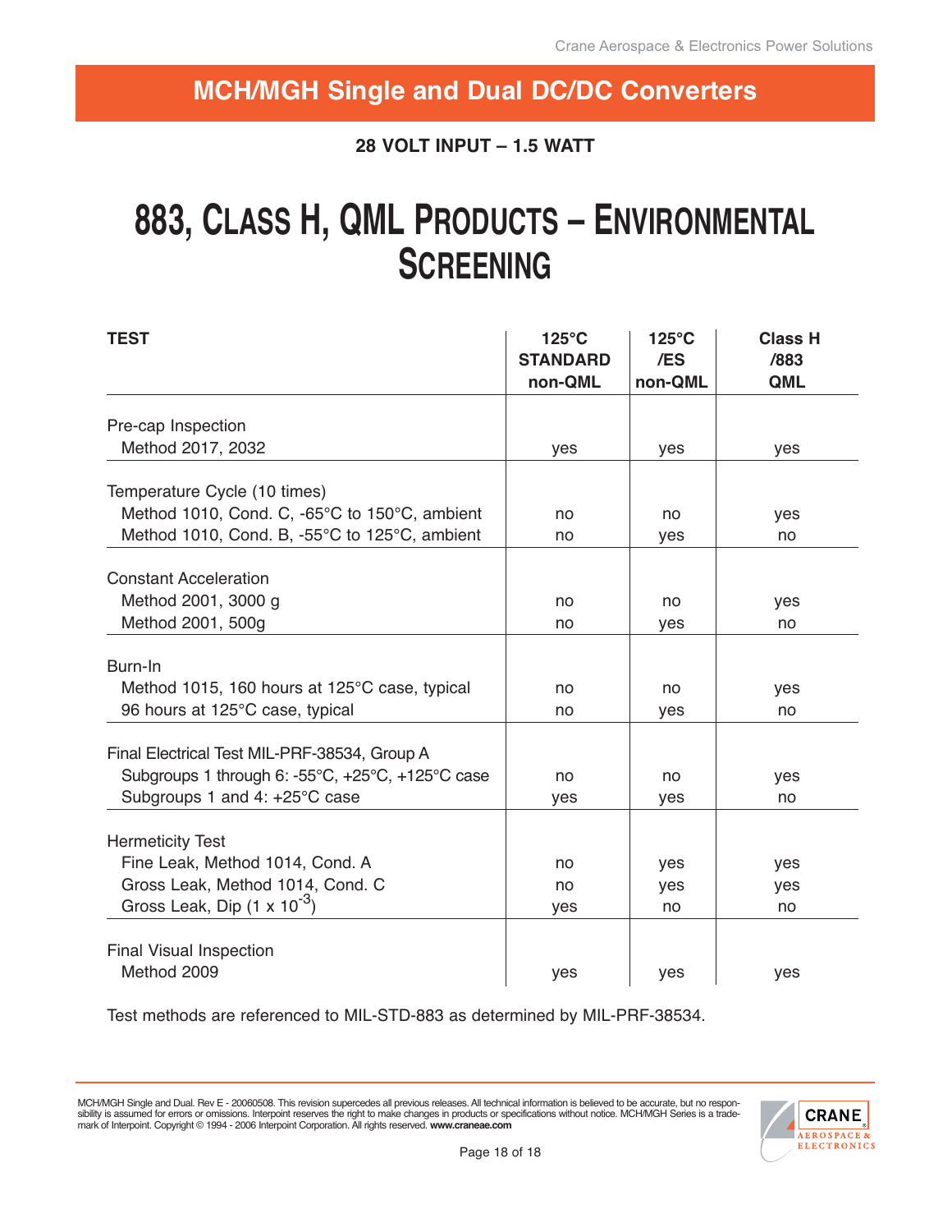# MCH/MGH Single and Dual DC/DC Converters

**28 VOLT INPUT – 1.5 WATT**

# 883, Class H, QML Products – Environmental Screening

| TEST | 125°C STANDARD non-QML | 125°C /ES non-QML | Class H /883 QML |
|---|---|---|---|
| **Pre-cap Inspection** | | | |
| Method 2017, 2032 | yes | yes | yes |
| **Temperature Cycle (10 times)** | | | |
| Method 1010, Cond. C, -65°C to 150°C, ambient | no | no | yes |
| Method 1010, Cond. B, -55°C to 125°C, ambient | no | yes | no |
| **Constant Acceleration** | | | |
| Method 2001, 3000 g | no | no | yes |
| Method 2001, 500g | no | yes | no |
| **Burn-In** | | | |
| Method 1015, 160 hours at 125°C case, typical | no | no | yes |
| 96 hours at 125°C case, typical | no | yes | no |
| **Final Electrical Test MIL-PRF-38534, Group A** | | | |
| Subgroups 1 through 6: -55°C, +25°C, +125°C case | no | no | yes |
| Subgroups 1 and 4: +25°C case | yes | yes | no |
| **Hermeticity Test** | | | |
| Fine Leak, Method 1014, Cond. A | no | yes | yes |
| Gross Leak, Method 1014, Cond. C | no | yes | yes |
| Gross Leak, Dip ($1 \times 10^{-3}$) | yes | no | no |
| **Final Visual Inspection** | | | |
| Method 2009 | yes | yes | yes |

Test methods are referenced to MIL-STD-883 as determined by MIL-PRF-38534.

MCH/MGH Single and Dual. Rev E - 20060508. This revision supercedes all previous releases. All technical information is believed to be accurate, but no responsibility is assumed for errors or omissions. Interpoint reserves the right to make changes in products or specifications without notice. MCH/MGH Series is a trademark of Interpoint. Copyright © 1994 - 2006 Interpoint Corporation. All rights reserved. **www.craneae.com**